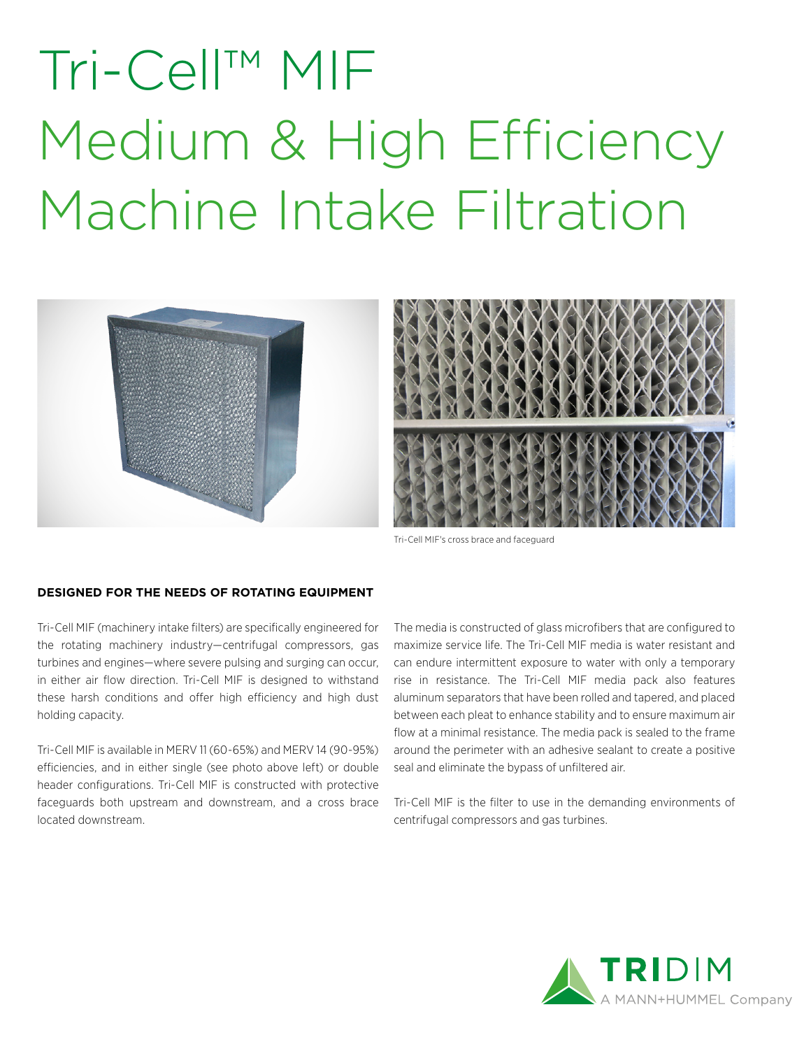# Tri-Cell™ MIF
# Medium & High Efficiency Machine Intake Filtration

Tri-Cell MIF's cross brace and faceguard

### DESIGNED FOR THE NEEDS OF ROTATING EQUIPMENT

Tri-Cell MIF (machinery intake filters) are specifically engineered for the rotating machinery industry—centrifugal compressors, gas turbines and engines—where severe pulsing and surging can occur, in either air flow direction. Tri-Cell MIF is designed to withstand these harsh conditions and offer high efficiency and high dust holding capacity.

Tri-Cell MIF is available in MERV 11 (60-65%) and MERV 14 (90-95%) efficiencies, and in either single (see photo above left) or double header configurations. Tri-Cell MIF is constructed with protective faceguards both upstream and downstream, and a cross brace located downstream.

The media is constructed of glass microfibers that are configured to maximize service life. The Tri-Cell MIF media is water resistant and can endure intermittent exposure to water with only a temporary rise in resistance. The Tri-Cell MIF media pack also features aluminum separators that have been rolled and tapered, and placed between each pleat to enhance stability and to ensure maximum air flow at a minimal resistance. The media pack is sealed to the frame around the perimeter with an adhesive sealant to create a positive seal and eliminate the bypass of unfiltered air.

Tri-Cell MIF is the filter to use in the demanding environments of centrifugal compressors and gas turbines.

TRIDIM
A MANN+HUMMEL Company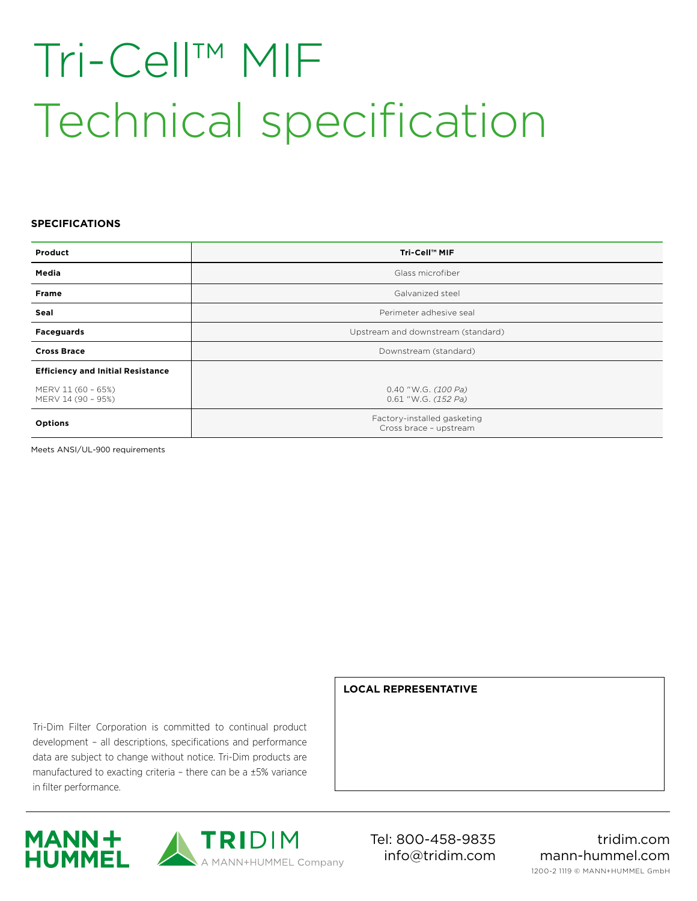# Tri-Cell™ MIF Technical specification

**SPECIFICATIONS**

| Product | Tri-Cell™ MIF |
|---|---|
| **Media** | Glass microfiber |
| **Frame** | Galvanized steel |
| **Seal** | Perimeter adhesive seal |
| **Faceguards** | Upstream and downstream (standard) |
| **Cross Brace** | Downstream (standard) |
| **Efficiency and Initial Resistance** | |
| MERV 11 (60 – 65%)<br>MERV 14 (90 – 95%) | 0.40 "W.G. *(100 Pa)*<br>0.61 "W.G. *(152 Pa)* |
| **Options** | Factory-installed gasketing<br>Cross brace – upstream |

Meets ANSI/UL-900 requirements

Tri-Dim Filter Corporation is committed to continual product development – all descriptions, specifications and performance data are subject to change without notice. Tri-Dim products are manufactured to exacting criteria – there can be a ±5% variance in filter performance.

**LOCAL REPRESENTATIVE**

MANN+HUMMEL

TRIDIM
A MANN+HUMMEL Company

Tel: 800-458-9835
info@tridim.com

tridim.com
mann-hummel.com

1200-2 1119 © MANN+HUMMEL GmbH